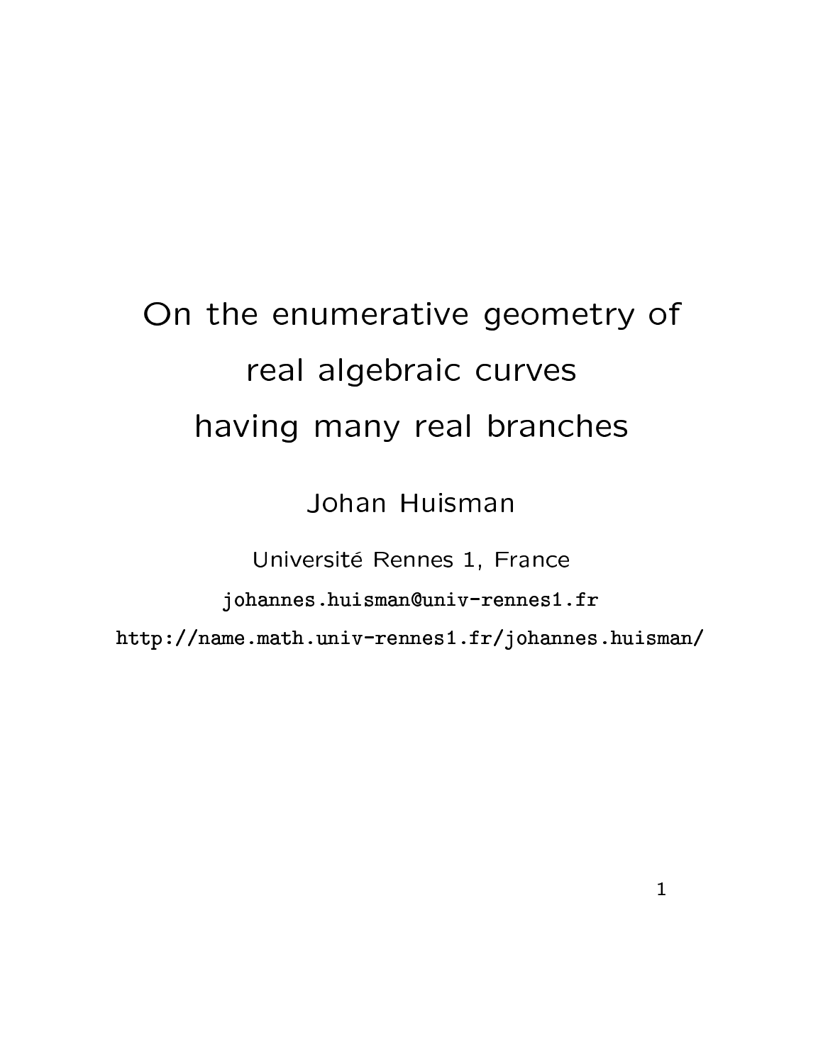# On the enumerative geometry of real algebraic curves having many real branches

Johan Huisman

Université Rennes 1, France

johannes.huisman@univ-rennes1.fr

http://name.math.univ-rennes1.fr/johannes.huisman/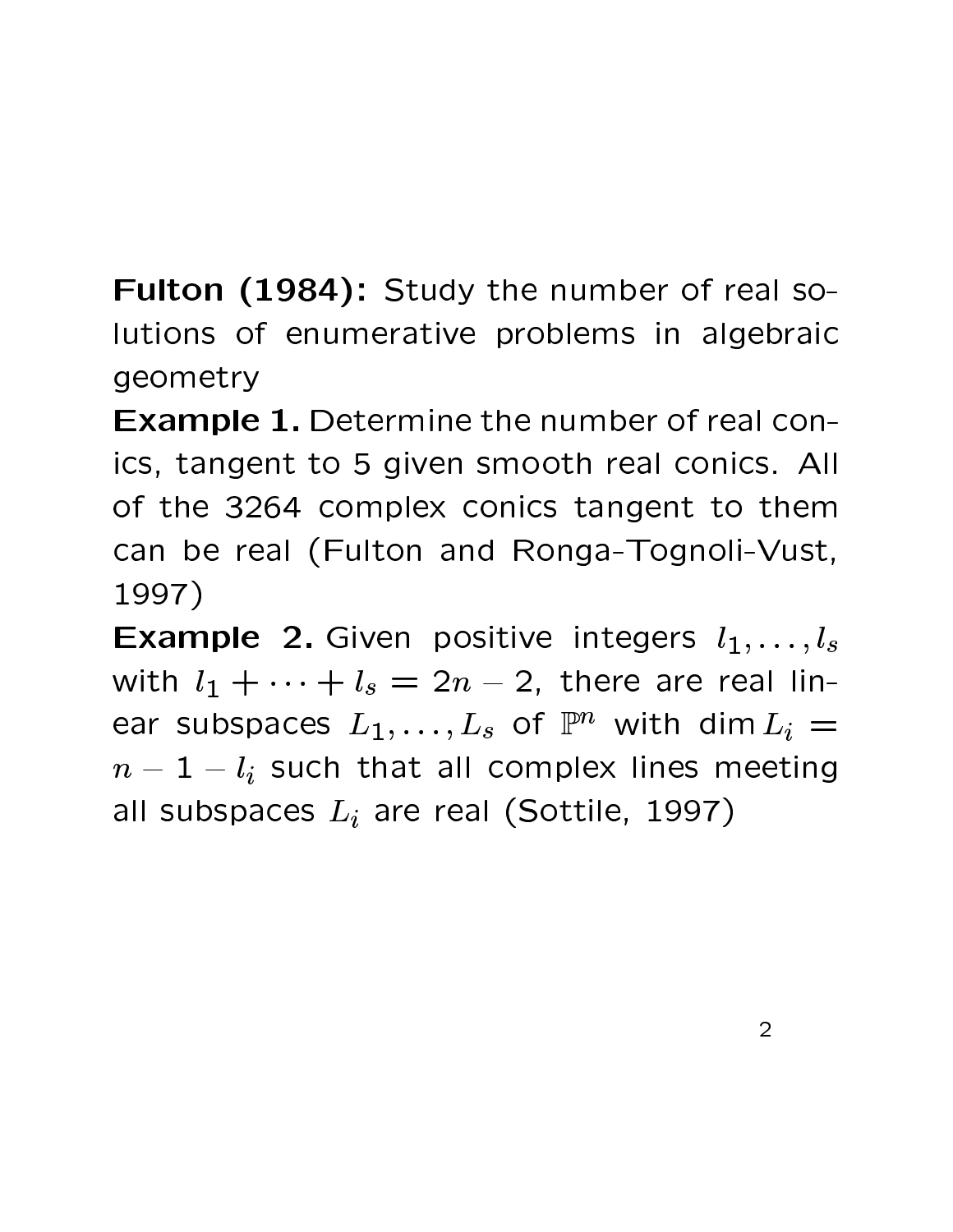**Fulton (1984):** Study the number of real solutions of enumerative problems in algebraic geometry

**Example 1.** Determine the number of real conics, tangent to 5 given smooth real conics. All of the 3264 complex conics tangent to them can be real (Fulton and Ronga-Tognoli-Vust, 1997)

**Example 2.** Given positive integers $l_1, \dots, l_s$ with $l_1 + \cdots + l_s = 2n - 2$, there are real linear subspaces $L_1, \dots, L_s$ of $\mathbb{P}^n$ with $\dim L_i = n - 1 - l_i$ such that all complex lines meeting all subspaces $L_i$ are real (Sottile, 1997)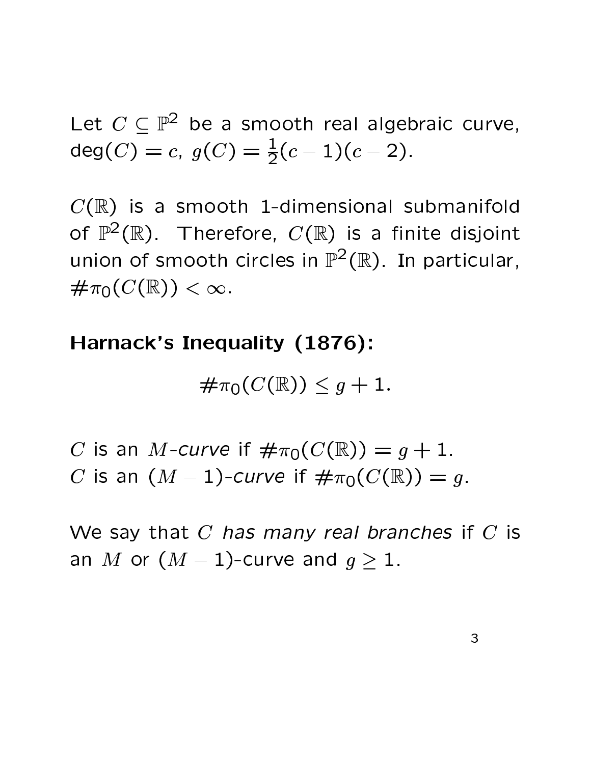Let $C \subseteq \mathbb{P}^2$ be a smooth real algebraic curve, $\deg(C) = c$, $g(C) = \frac{1}{2}(c-1)(c-2)$.

$C(\mathbb{R})$ is a smooth 1-dimensional submanifold of $\mathbb{P}^2(\mathbb{R})$. Therefore, $C(\mathbb{R})$ is a finite disjoint union of smooth circles in $\mathbb{P}^2(\mathbb{R})$. In particular, $\#\pi_0(C(\mathbb{R})) < \infty$.

**Harnack's Inequality (1876):**

$$\#\pi_0(C(\mathbb{R})) \leq g + 1.$$

$C$ is an *$M$-curve* if $\#\pi_0(C(\mathbb{R})) = g + 1$.
$C$ is an *$(M-1)$-curve* if $\#\pi_0(C(\mathbb{R})) = g$.

We say that $C$ *has many real branches* if $C$ is an $M$ or $(M-1)$-curve and $g \geq 1$.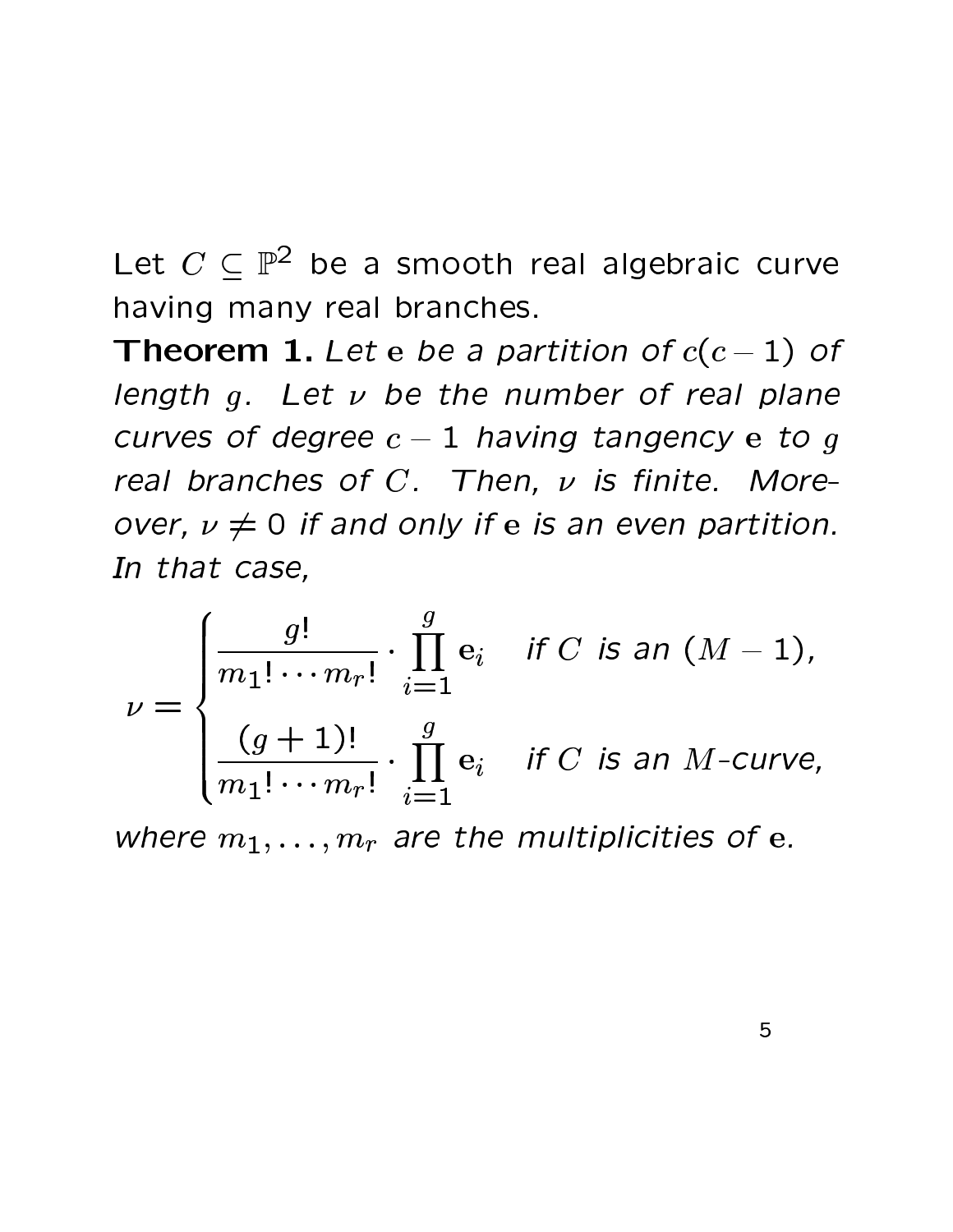Let $C \subseteq \mathbb{P}^2$ be a smooth real algebraic curve having many real branches.

**Theorem 1.** *Let* $\mathbf{e}$ *be a partition of* $c(c-1)$ *of length* $g$. *Let* $\nu$ *be the number of real plane curves of degree* $c-1$ *having tangency* $\mathbf{e}$ *to* $g$ *real branches of* $C$. *Then,* $\nu$ *is finite. Moreover,* $\nu \neq 0$ *if and only if* $\mathbf{e}$ *is an even partition. In that case,*

$$\nu = \begin{cases} \dfrac{g!}{m_1! \cdots m_r!} \cdot \displaystyle\prod_{i=1}^{g} \mathbf{e}_i & \text{if } C \text{ is an } (M-1), \\[2ex] \dfrac{(g+1)!}{m_1! \cdots m_r!} \cdot \displaystyle\prod_{i=1}^{g} \mathbf{e}_i & \text{if } C \text{ is an } M\text{-curve}, \end{cases}$$

*where* $m_1, \ldots, m_r$ *are the multiplicities of* $\mathbf{e}$.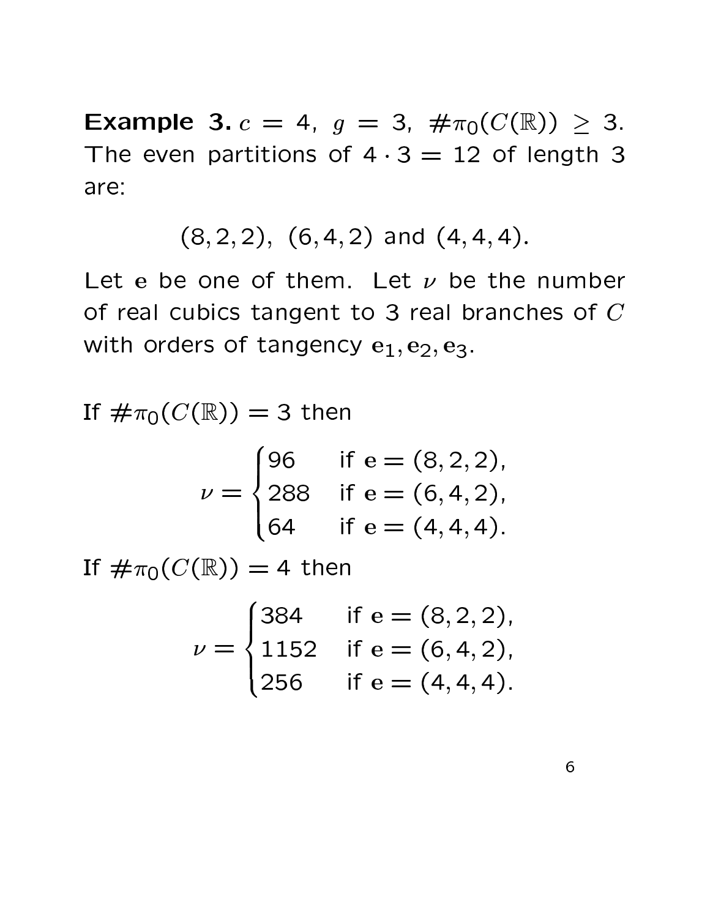**Example 3.** $c = 4$, $g = 3$, $\#\pi_0(C(\mathbb{R})) \geq 3$. The even partitions of $4 \cdot 3 = 12$ of length 3 are:

$$(8, 2, 2),\ (6, 4, 2) \text{ and } (4, 4, 4).$$

Let $\mathbf{e}$ be one of them. Let $\nu$ be the number of real cubics tangent to 3 real branches of $C$ with orders of tangency $\mathbf{e}_1, \mathbf{e}_2, \mathbf{e}_3$.

If $\#\pi_0(C(\mathbb{R})) = 3$ then

$$\nu = \begin{cases} 96 & \text{if } \mathbf{e} = (8, 2, 2), \\ 288 & \text{if } \mathbf{e} = (6, 4, 2), \\ 64 & \text{if } \mathbf{e} = (4, 4, 4). \end{cases}$$

If $\#\pi_0(C(\mathbb{R})) = 4$ then

$$\nu = \begin{cases} 384 & \text{if } \mathbf{e} = (8, 2, 2), \\ 1152 & \text{if } \mathbf{e} = (6, 4, 2), \\ 256 & \text{if } \mathbf{e} = (4, 4, 4). \end{cases}$$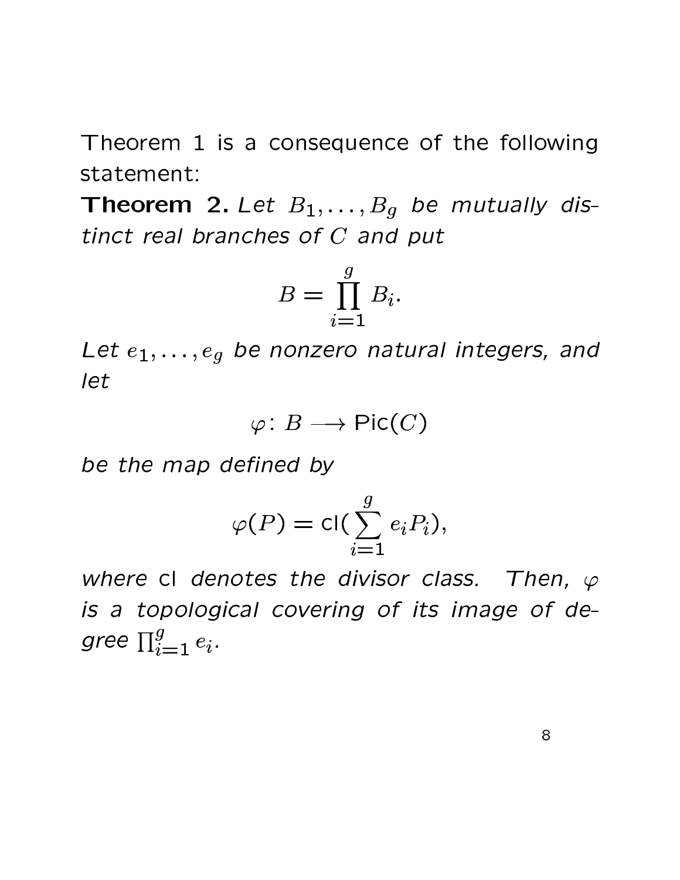Theorem 1 is a consequence of the following statement:

**Theorem 2.** *Let $B_1, \ldots, B_g$ be mutually distinct real branches of $C$ and put*

$$B = \prod_{i=1}^{g} B_i.$$

*Let $e_1, \ldots, e_g$ be nonzero natural integers, and let*

$$\varphi \colon B \longrightarrow \mathsf{Pic}(C)$$

*be the map defined by*

$$\varphi(P) = \mathsf{cl}(\sum_{i=1}^{g} e_i P_i),$$

*where* cl *denotes the divisor class. Then, $\varphi$ is a topological covering of its image of degree $\prod_{i=1}^{g} e_i$.*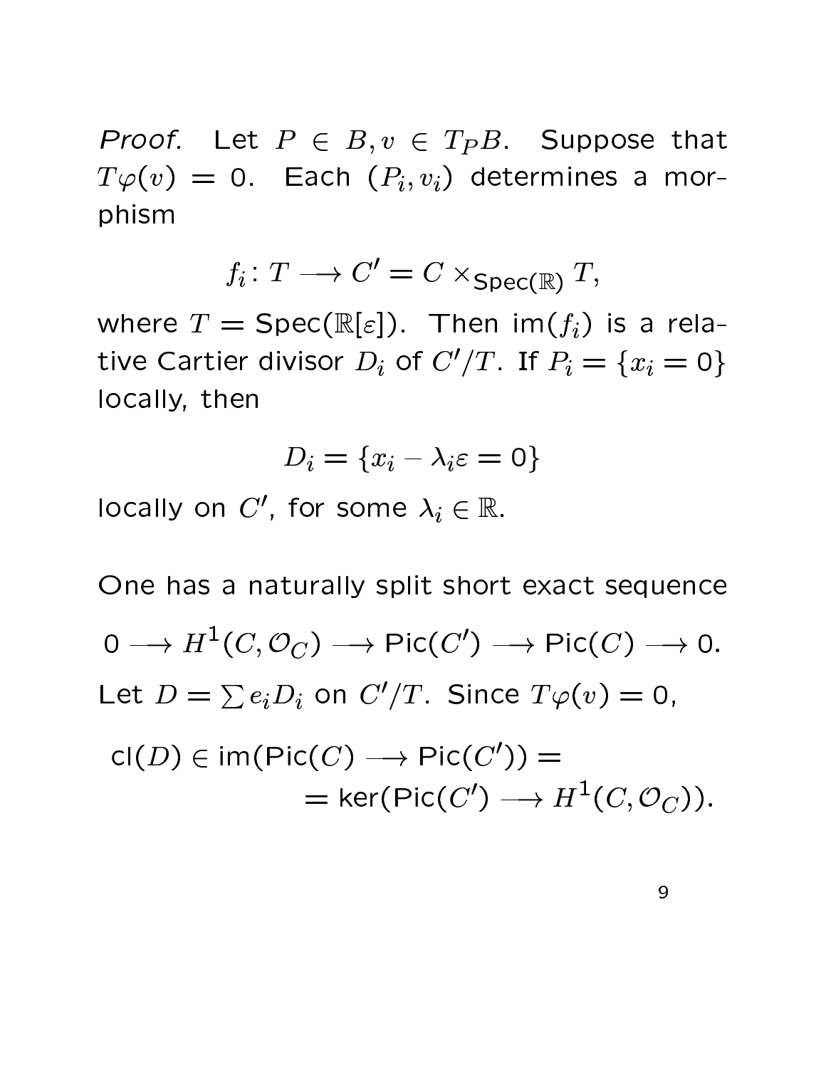*Proof.* Let $P \in B, v \in T_P B$. Suppose that $T\varphi(v) = 0$. Each $(P_i, v_i)$ determines a morphism

$$f_i \colon T \longrightarrow C' = C \times_{\mathrm{Spec}(\mathbb{R})} T,$$

where $T = \mathrm{Spec}(\mathbb{R}[\varepsilon])$. Then $\mathrm{im}(f_i)$ is a relative Cartier divisor $D_i$ of $C'/T$. If $P_i = \{x_i = 0\}$ locally, then

$$D_i = \{x_i - \lambda_i \varepsilon = 0\}$$

locally on $C'$, for some $\lambda_i \in \mathbb{R}$.

One has a naturally split short exact sequence

$$0 \longrightarrow H^1(C, \mathcal{O}_C) \longrightarrow \mathrm{Pic}(C') \longrightarrow \mathrm{Pic}(C) \longrightarrow 0.$$

Let $D = \sum e_i D_i$ on $C'/T$. Since $T\varphi(v) = 0$,

$$\begin{aligned} \mathrm{cl}(D) \in \mathrm{im}(\mathrm{Pic}(C) \longrightarrow \mathrm{Pic}(C')) = \\ = \ker(\mathrm{Pic}(C') \longrightarrow H^1(C, \mathcal{O}_C)). \end{aligned}$$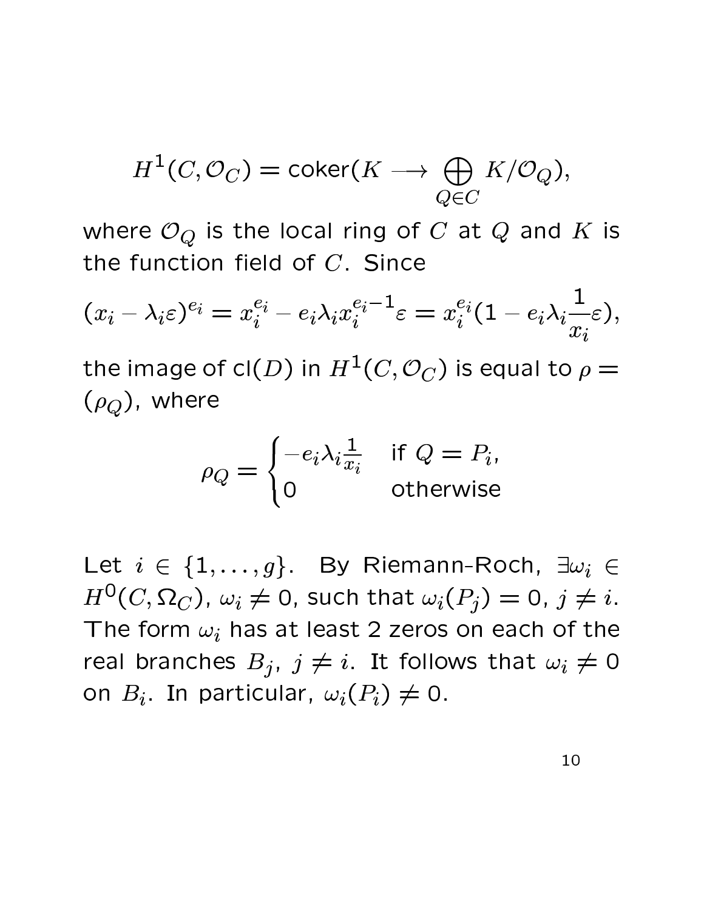$$H^1(C, \mathcal{O}_C) = \mathrm{coker}(K \longrightarrow \bigoplus_{Q \in C} K/\mathcal{O}_Q),$$

where $\mathcal{O}_Q$ is the local ring of $C$ at $Q$ and $K$ is the function field of $C$. Since

$$(x_i - \lambda_i \varepsilon)^{e_i} = x_i^{e_i} - e_i \lambda_i x_i^{e_i - 1} \varepsilon = x_i^{e_i}(1 - e_i \lambda_i \frac{1}{x_i} \varepsilon),$$

the image of $\mathrm{cl}(D)$ in $H^1(C, \mathcal{O}_C)$ is equal to $\rho = (\rho_Q)$, where

$$\rho_Q = \begin{cases} -e_i \lambda_i \frac{1}{x_i} & \text{if } Q = P_i, \\ 0 & \text{otherwise} \end{cases}$$

Let $i \in \{1, \ldots, g\}$. By Riemann-Roch, $\exists \omega_i \in H^0(C, \Omega_C)$, $\omega_i \neq 0$, such that $\omega_i(P_j) = 0$, $j \neq i$. The form $\omega_i$ has at least 2 zeros on each of the real branches $B_j$, $j \neq i$. It follows that $\omega_i \neq 0$ on $B_i$. In particular, $\omega_i(P_i) \neq 0$.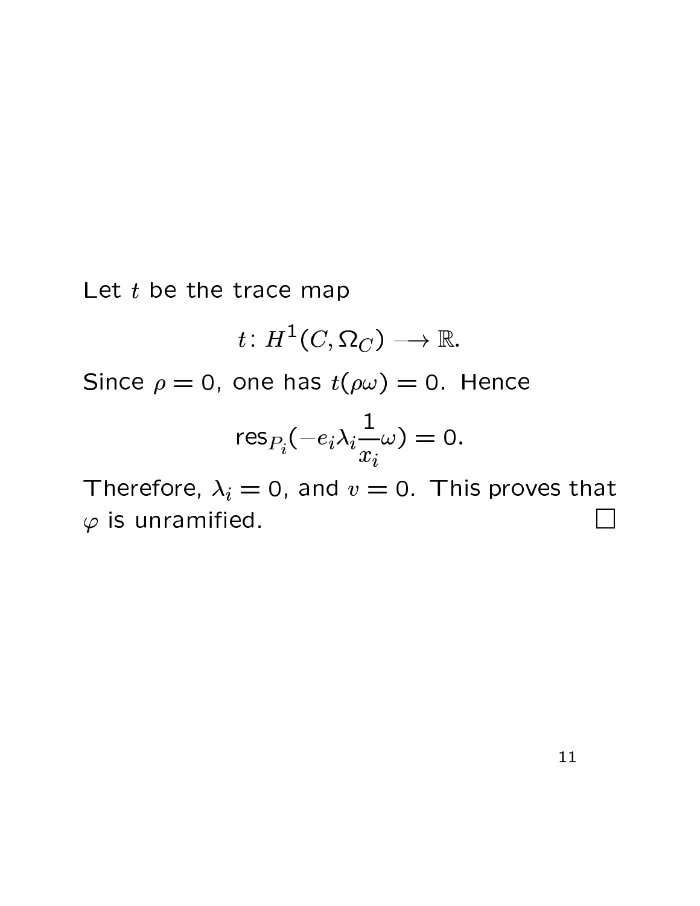Let $t$ be the trace map

$$t\colon H^1(C, \Omega_C) \longrightarrow \mathbb{R}.$$

Since $\rho = 0$, one has $t(\rho\omega) = 0$. Hence

$$\mathrm{res}_{P_i}(-e_i \lambda_i \frac{1}{x_i} \omega) = 0.$$

Therefore, $\lambda_i = 0$, and $v = 0$. This proves that $\varphi$ is unramified. □